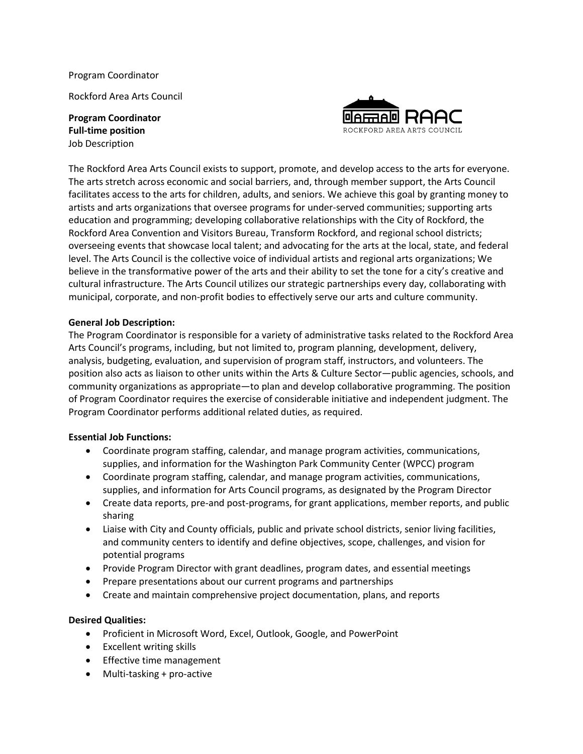Program Coordinator

Rockford Area Arts Council

**Program Coordinator**
**Full-time position**
Job Description

The Rockford Area Arts Council exists to support, promote, and develop access to the arts for everyone. The arts stretch across economic and social barriers, and, through member support, the Arts Council facilitates access to the arts for children, adults, and seniors. We achieve this goal by granting money to artists and arts organizations that oversee programs for under-served communities; supporting arts education and programming; developing collaborative relationships with the City of Rockford, the Rockford Area Convention and Visitors Bureau, Transform Rockford, and regional school districts; overseeing events that showcase local talent; and advocating for the arts at the local, state, and federal level. The Arts Council is the collective voice of individual artists and regional arts organizations; We believe in the transformative power of the arts and their ability to set the tone for a city's creative and cultural infrastructure. The Arts Council utilizes our strategic partnerships every day, collaborating with municipal, corporate, and non-profit bodies to effectively serve our arts and culture community.

**General Job Description:**
The Program Coordinator is responsible for a variety of administrative tasks related to the Rockford Area Arts Council's programs, including, but not limited to, program planning, development, delivery, analysis, budgeting, evaluation, and supervision of program staff, instructors, and volunteers. The position also acts as liaison to other units within the Arts & Culture Sector—public agencies, schools, and community organizations as appropriate—to plan and develop collaborative programming. The position of Program Coordinator requires the exercise of considerable initiative and independent judgment. The Program Coordinator performs additional related duties, as required.

**Essential Job Functions:**

- Coordinate program staffing, calendar, and manage program activities, communications, supplies, and information for the Washington Park Community Center (WPCC) program
- Coordinate program staffing, calendar, and manage program activities, communications, supplies, and information for Arts Council programs, as designated by the Program Director
- Create data reports, pre-and post-programs, for grant applications, member reports, and public sharing
- Liaise with City and County officials, public and private school districts, senior living facilities, and community centers to identify and define objectives, scope, challenges, and vision for potential programs
- Provide Program Director with grant deadlines, program dates, and essential meetings
- Prepare presentations about our current programs and partnerships
- Create and maintain comprehensive project documentation, plans, and reports

**Desired Qualities:**

- Proficient in Microsoft Word, Excel, Outlook, Google, and PowerPoint
- Excellent writing skills
- Effective time management
- Multi-tasking + pro-active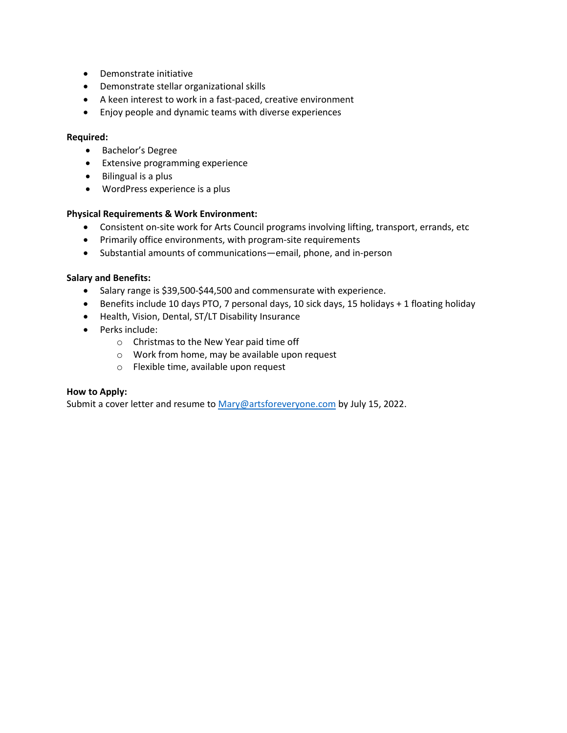- Demonstrate initiative
- Demonstrate stellar organizational skills
- A keen interest to work in a fast-paced, creative environment
- Enjoy people and dynamic teams with diverse experiences

**Required:**

- Bachelor's Degree
- Extensive programming experience
- Bilingual is a plus
- WordPress experience is a plus

**Physical Requirements & Work Environment:**

- Consistent on-site work for Arts Council programs involving lifting, transport, errands, etc
- Primarily office environments, with program-site requirements
- Substantial amounts of communications—email, phone, and in-person

**Salary and Benefits:**

- Salary range is $39,500-$44,500 and commensurate with experience.
- Benefits include 10 days PTO, 7 personal days, 10 sick days, 15 holidays + 1 floating holiday
- Health, Vision, Dental, ST/LT Disability Insurance
- Perks include:
    - Christmas to the New Year paid time off
    - Work from home, may be available upon request
    - Flexible time, available upon request

**How to Apply:**

Submit a cover letter and resume to Mary@artsforeveryone.com by July 15, 2022.